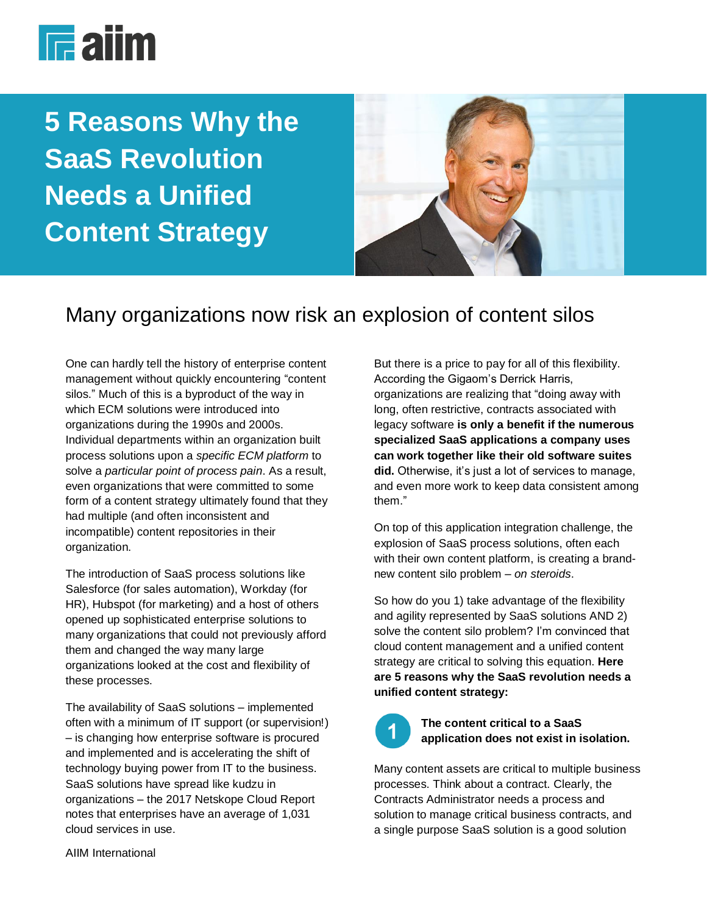# 5 Reasons Why the SaaS Revolution Needs a Unified Content Strategy

## Many organizations now risk an explosion of content silos

One can hardly tell the history of enterprise content management without quickly encountering "content silos." Much of this is a byproduct of the way in which ECM solutions were introduced into organizations during the 1990s and 2000s. Individual departments within an organization built process solutions upon a *specific ECM platform* to solve a *particular point of process pain*. As a result, even organizations that were committed to some form of a content strategy ultimately found that they had multiple (and often inconsistent and incompatible) content repositories in their organization.

The introduction of SaaS process solutions like Salesforce (for sales automation), Workday (for HR), Hubspot (for marketing) and a host of others opened up sophisticated enterprise solutions to many organizations that could not previously afford them and changed the way many large organizations looked at the cost and flexibility of these processes.

The availability of SaaS solutions – implemented often with a minimum of IT support (or supervision!) – is changing how enterprise software is procured and implemented and is accelerating the shift of technology buying power from IT to the business. SaaS solutions have spread like kudzu in organizations – the 2017 Netskope Cloud Report notes that enterprises have an average of 1,031 cloud services in use.

But there is a price to pay for all of this flexibility. According the Gigaom's Derrick Harris, organizations are realizing that "doing away with long, often restrictive, contracts associated with legacy software **is only a benefit if the numerous specialized SaaS applications a company uses can work together like their old software suites did.** Otherwise, it's just a lot of services to manage, and even more work to keep data consistent among them."

On top of this application integration challenge, the explosion of SaaS process solutions, often each with their own content platform, is creating a brand-new content silo problem – *on steroids*.

So how do you 1) take advantage of the flexibility and agility represented by SaaS solutions AND 2) solve the content silo problem? I'm convinced that cloud content management and a unified content strategy are critical to solving this equation. **Here are 5 reasons why the SaaS revolution needs a unified content strategy:**

### 1 The content critical to a SaaS application does not exist in isolation.

Many content assets are critical to multiple business processes. Think about a contract. Clearly, the Contracts Administrator needs a process and solution to manage critical business contracts, and a single purpose SaaS solution is a good solution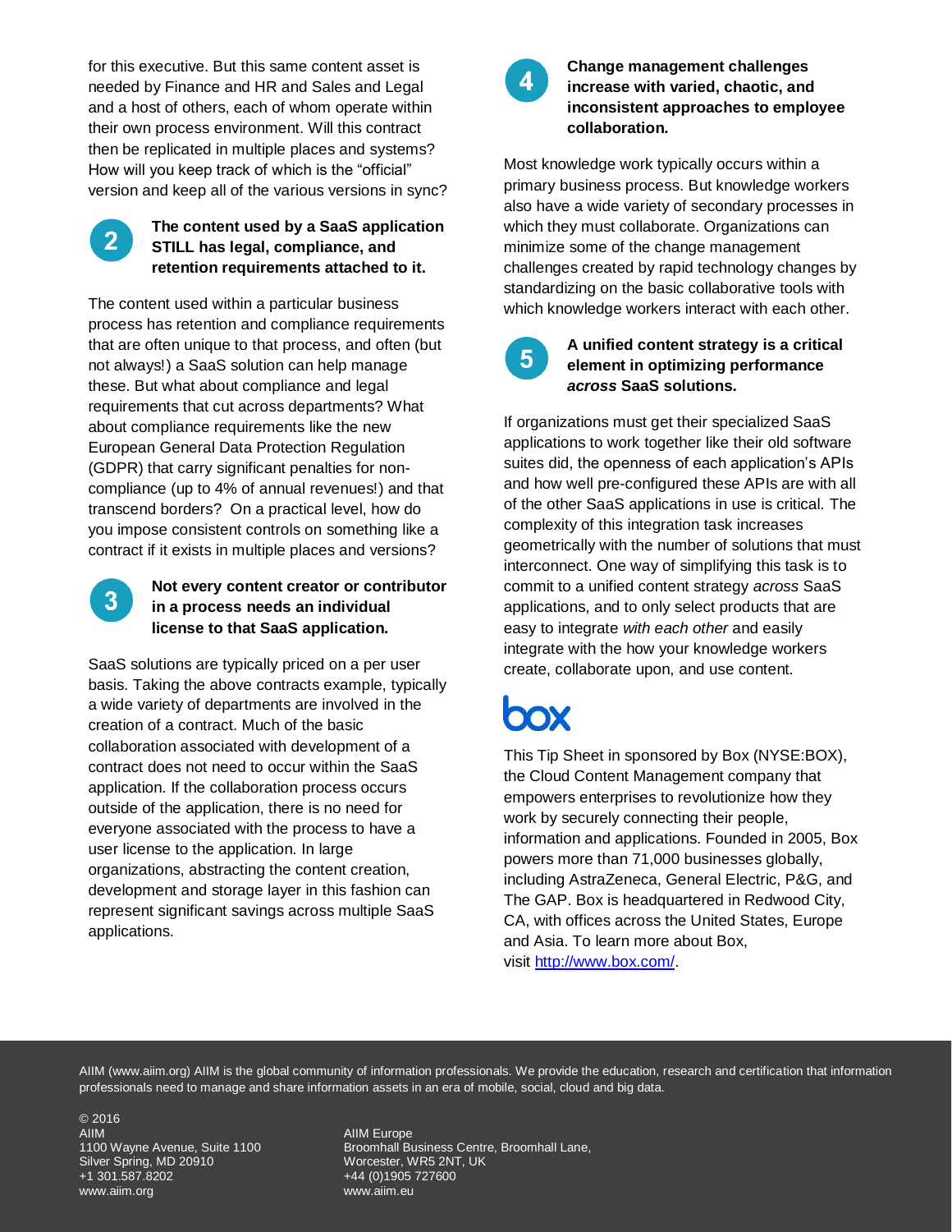for this executive. But this same content asset is needed by Finance and HR and Sales and Legal and a host of others, each of whom operate within their own process environment. Will this contract then be replicated in multiple places and systems? How will you keep track of which is the "official" version and keep all of the various versions in sync?

## 2 The content used by a SaaS application STILL has legal, compliance, and retention requirements attached to it.

The content used within a particular business process has retention and compliance requirements that are often unique to that process, and often (but not always!) a SaaS solution can help manage these. But what about compliance and legal requirements that cut across departments? What about compliance requirements like the new European General Data Protection Regulation (GDPR) that carry significant penalties for non-compliance (up to 4% of annual revenues!) and that transcend borders? On a practical level, how do you impose consistent controls on something like a contract if it exists in multiple places and versions?

## 3 Not every content creator or contributor in a process needs an individual license to that SaaS application.

SaaS solutions are typically priced on a per user basis. Taking the above contracts example, typically a wide variety of departments are involved in the creation of a contract. Much of the basic collaboration associated with development of a contract does not need to occur within the SaaS application. If the collaboration process occurs outside of the application, there is no need for everyone associated with the process to have a user license to the application. In large organizations, abstracting the content creation, development and storage layer in this fashion can represent significant savings across multiple SaaS applications.

## 4 Change management challenges increase with varied, chaotic, and inconsistent approaches to employee collaboration.

Most knowledge work typically occurs within a primary business process. But knowledge workers also have a wide variety of secondary processes in which they must collaborate. Organizations can minimize some of the change management challenges created by rapid technology changes by standardizing on the basic collaborative tools with which knowledge workers interact with each other.

## 5 A unified content strategy is a critical element in optimizing performance *across* SaaS solutions.

If organizations must get their specialized SaaS applications to work together like their old software suites did, the openness of each application's APIs and how well pre-configured these APIs are with all of the other SaaS applications in use is critical. The complexity of this integration task increases geometrically with the number of solutions that must interconnect. One way of simplifying this task is to commit to a unified content strategy *across* SaaS applications, and to only select products that are easy to integrate *with each other* and easily integrate with the how your knowledge workers create, collaborate upon, and use content.

box

This Tip Sheet in sponsored by Box (NYSE:BOX), the Cloud Content Management company that empowers enterprises to revolutionize how they work by securely connecting their people, information and applications. Founded in 2005, Box powers more than 71,000 businesses globally, including AstraZeneca, General Electric, P&G, and The GAP. Box is headquartered in Redwood City, CA, with offices across the United States, Europe and Asia. To learn more about Box, visit http://www.box.com/.

AIIM (www.aiim.org) AIIM is the global community of information professionals. We provide the education, research and certification that information professionals need to manage and share information assets in an era of mobile, social, cloud and big data.

© 2016
AIIM
1100 Wayne Avenue, Suite 1100
Silver Spring, MD 20910
+1 301.587.8202
www.aiim.org

AIIM Europe
Broomhall Business Centre, Broomhall Lane,
Worcester, WR5 2NT, UK
+44 (0)1905 727600
www.aiim.eu